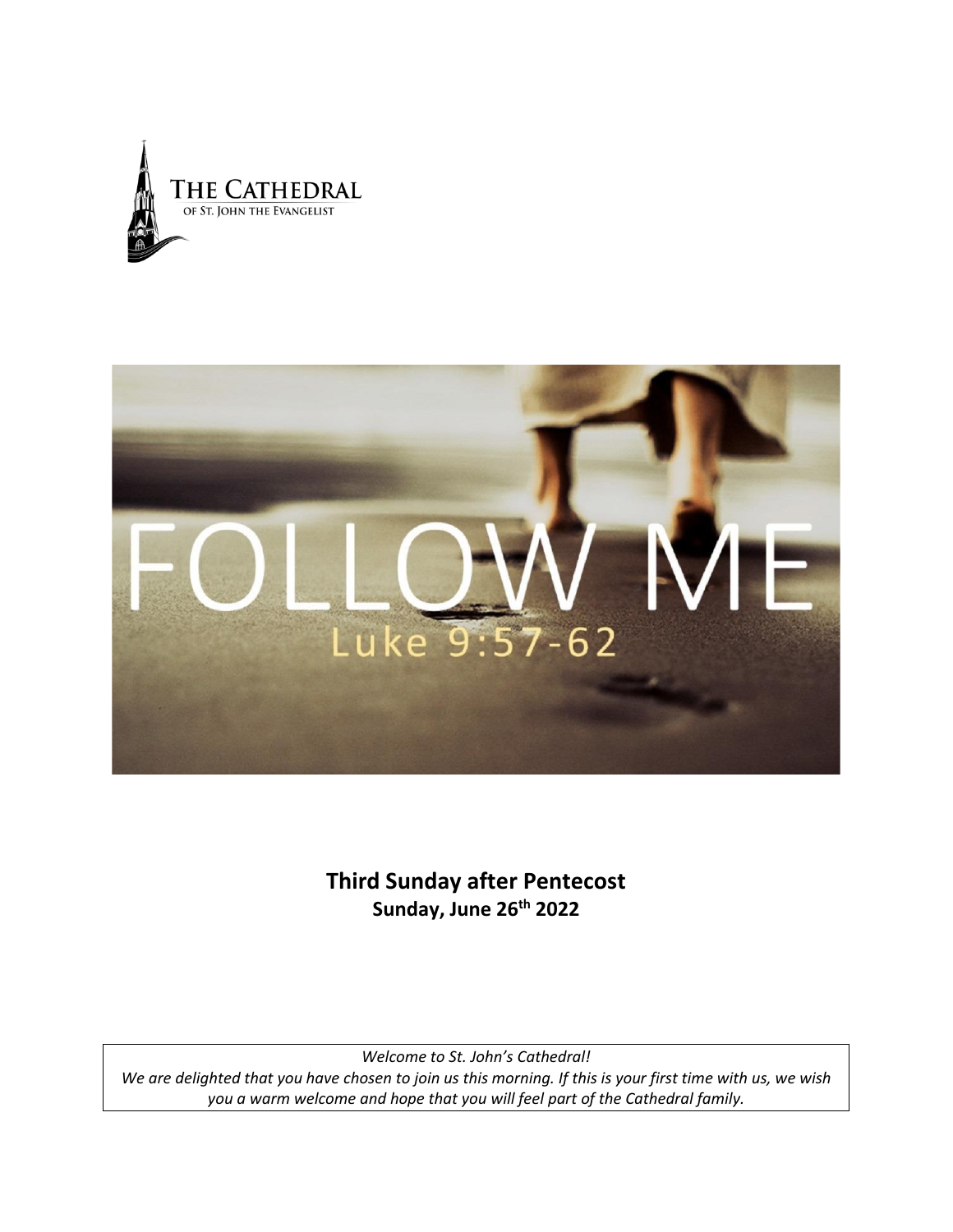THE CATHEDRAL
OF ST. JOHN THE EVANGELIST

FOLLOW ME
Luke 9:57-62

**Third Sunday after Pentecost**
**Sunday, June 26th 2022**

*Welcome to St. John's Cathedral!*
*We are delighted that you have chosen to join us this morning. If this is your first time with us, we wish you a warm welcome and hope that you will feel part of the Cathedral family.*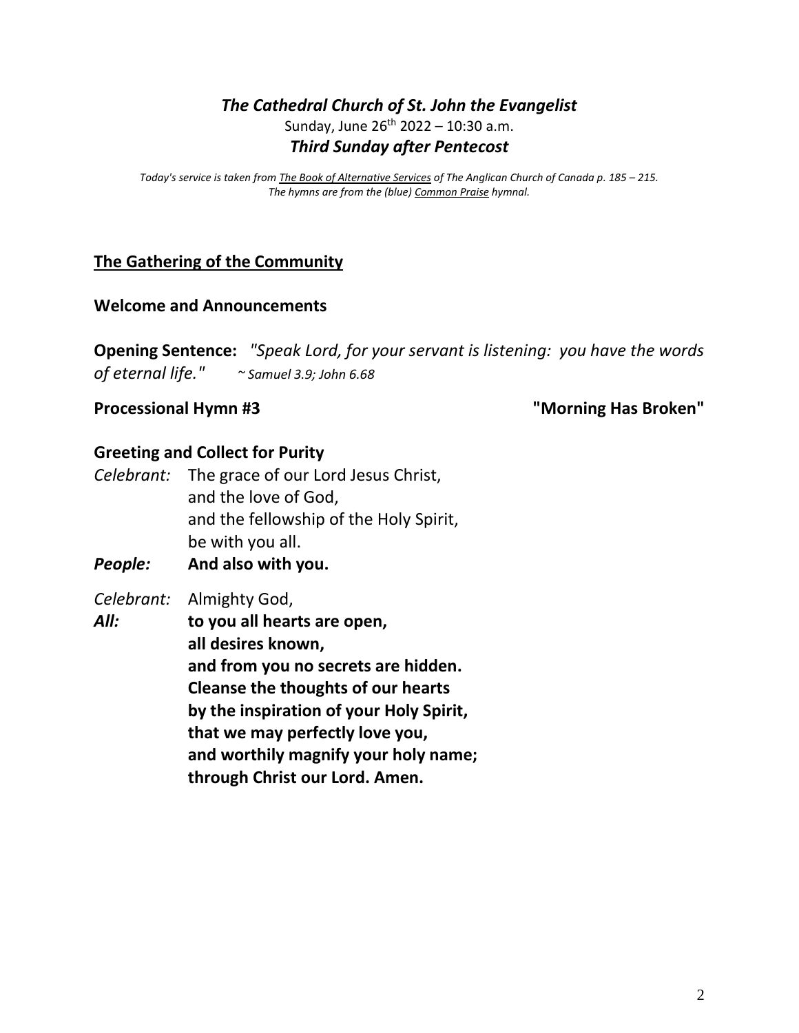## *The Cathedral Church of St. John the Evangelist*

Sunday, June 26th 2022 – 10:30 a.m.

### *Third Sunday after Pentecost*

*Today's service is taken from The Book of Alternative Services of The Anglican Church of Canada p. 185 – 215. The hymns are from the (blue) Common Praise hymnal.*

## The Gathering of the Community

### Welcome and Announcements

**Opening Sentence:** *"Speak Lord, for your servant is listening: you have the words of eternal life."* *~ Samuel 3.9; John 6.68*

**Processional Hymn #3** **"Morning Has Broken"**

### Greeting and Collect for Purity

*Celebrant:* The grace of our Lord Jesus Christ,
and the love of God,
and the fellowship of the Holy Spirit,
be with you all.

***People:*** **And also with you.**

*Celebrant:* Almighty God,

***All:*** **to you all hearts are open,
all desires known,
and from you no secrets are hidden.
Cleanse the thoughts of our hearts
by the inspiration of your Holy Spirit,
that we may perfectly love you,
and worthily magnify your holy name;
through Christ our Lord. Amen.**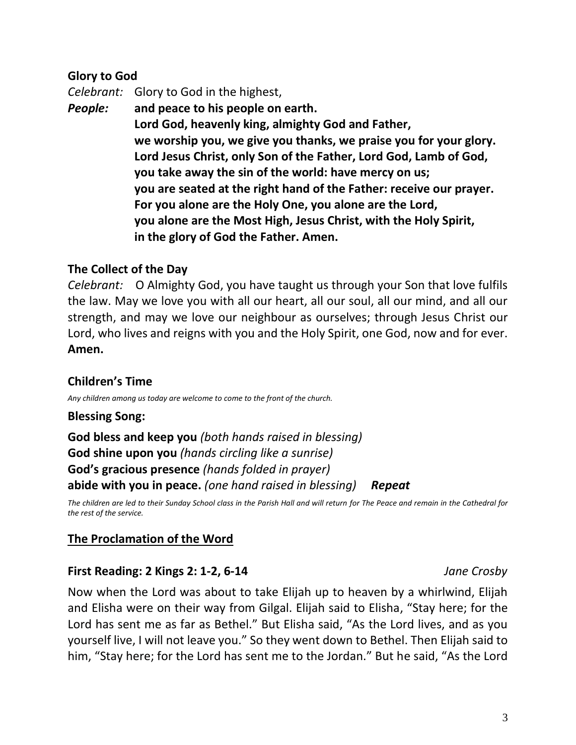**Glory to God**

*Celebrant:* Glory to God in the highest,

***People:*** **and peace to his people on earth.**
**Lord God, heavenly king, almighty God and Father,**
**we worship you, we give you thanks, we praise you for your glory.**
**Lord Jesus Christ, only Son of the Father, Lord God, Lamb of God,**
**you take away the sin of the world: have mercy on us;**
**you are seated at the right hand of the Father: receive our prayer.**
**For you alone are the Holy One, you alone are the Lord,**
**you alone are the Most High, Jesus Christ, with the Holy Spirit,**
**in the glory of God the Father. Amen.**

**The Collect of the Day**

*Celebrant:* O Almighty God, you have taught us through your Son that love fulfils the law. May we love you with all our heart, all our soul, all our mind, and all our strength, and may we love our neighbour as ourselves; through Jesus Christ our Lord, who lives and reigns with you and the Holy Spirit, one God, now and for ever. **Amen.**

**Children's Time**

*Any children among us today are welcome to come to the front of the church.*

**Blessing Song:**

**God bless and keep you** *(both hands raised in blessing)*
**God shine upon you** *(hands circling like a sunrise)*
**God's gracious presence** *(hands folded in prayer)*
**abide with you in peace.** *(one hand raised in blessing)* ***Repeat***

*The children are led to their Sunday School class in the Parish Hall and will return for The Peace and remain in the Cathedral for the rest of the service.*

## The Proclamation of the Word

**First Reading: 2 Kings 2: 1-2, 6-14** *Jane Crosby*

Now when the Lord was about to take Elijah up to heaven by a whirlwind, Elijah and Elisha were on their way from Gilgal. Elijah said to Elisha, "Stay here; for the Lord has sent me as far as Bethel." But Elisha said, "As the Lord lives, and as you yourself live, I will not leave you." So they went down to Bethel. Then Elijah said to him, "Stay here; for the Lord has sent me to the Jordan." But he said, "As the Lord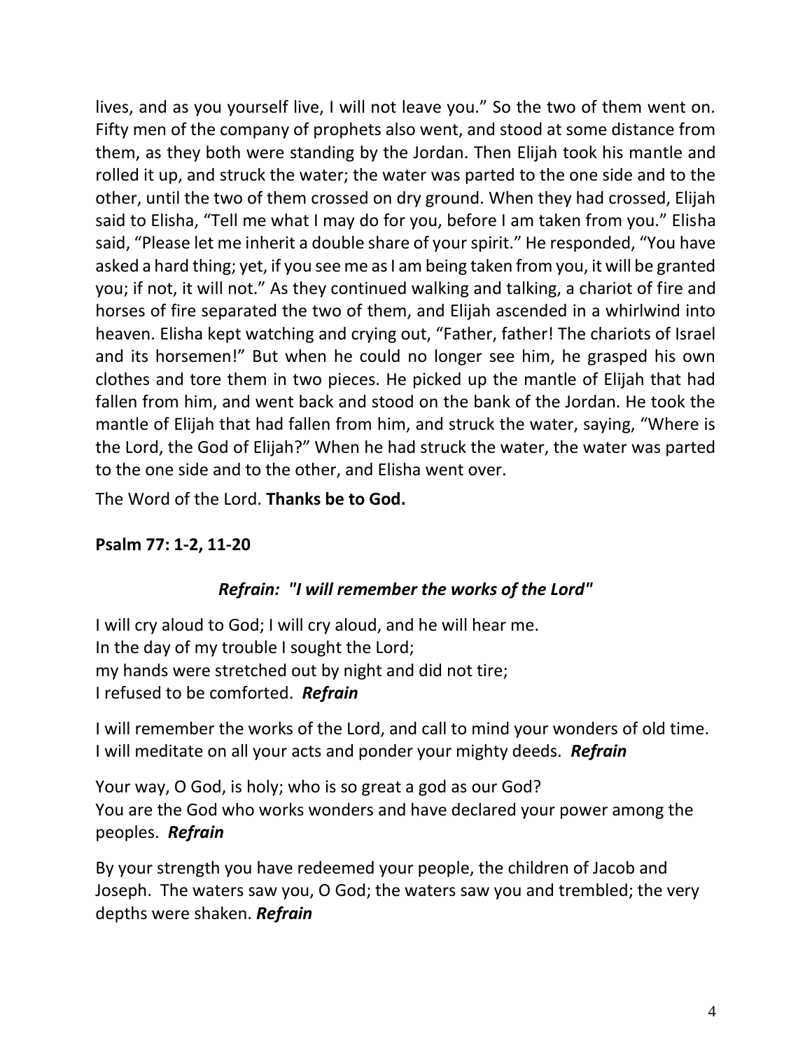lives, and as you yourself live, I will not leave you." So the two of them went on. Fifty men of the company of prophets also went, and stood at some distance from them, as they both were standing by the Jordan. Then Elijah took his mantle and rolled it up, and struck the water; the water was parted to the one side and to the other, until the two of them crossed on dry ground. When they had crossed, Elijah said to Elisha, "Tell me what I may do for you, before I am taken from you." Elisha said, "Please let me inherit a double share of your spirit." He responded, "You have asked a hard thing; yet, if you see me as I am being taken from you, it will be granted you; if not, it will not." As they continued walking and talking, a chariot of fire and horses of fire separated the two of them, and Elijah ascended in a whirlwind into heaven. Elisha kept watching and crying out, "Father, father! The chariots of Israel and its horsemen!" But when he could no longer see him, he grasped his own clothes and tore them in two pieces. He picked up the mantle of Elijah that had fallen from him, and went back and stood on the bank of the Jordan. He took the mantle of Elijah that had fallen from him, and struck the water, saying, "Where is the Lord, the God of Elijah?" When he had struck the water, the water was parted to the one side and to the other, and Elisha went over.

The Word of the Lord. **Thanks be to God.**

**Psalm 77: 1-2, 11-20**

***Refrain: "I will remember the works of the Lord"***

I will cry aloud to God; I will cry aloud, and he will hear me.
In the day of my trouble I sought the Lord;
my hands were stretched out by night and did not tire;
I refused to be comforted. ***Refrain***

I will remember the works of the Lord, and call to mind your wonders of old time.
I will meditate on all your acts and ponder your mighty deeds. ***Refrain***

Your way, O God, is holy; who is so great a god as our God?
You are the God who works wonders and have declared your power among the peoples. ***Refrain***

By your strength you have redeemed your people, the children of Jacob and Joseph. The waters saw you, O God; the waters saw you and trembled; the very depths were shaken. ***Refrain***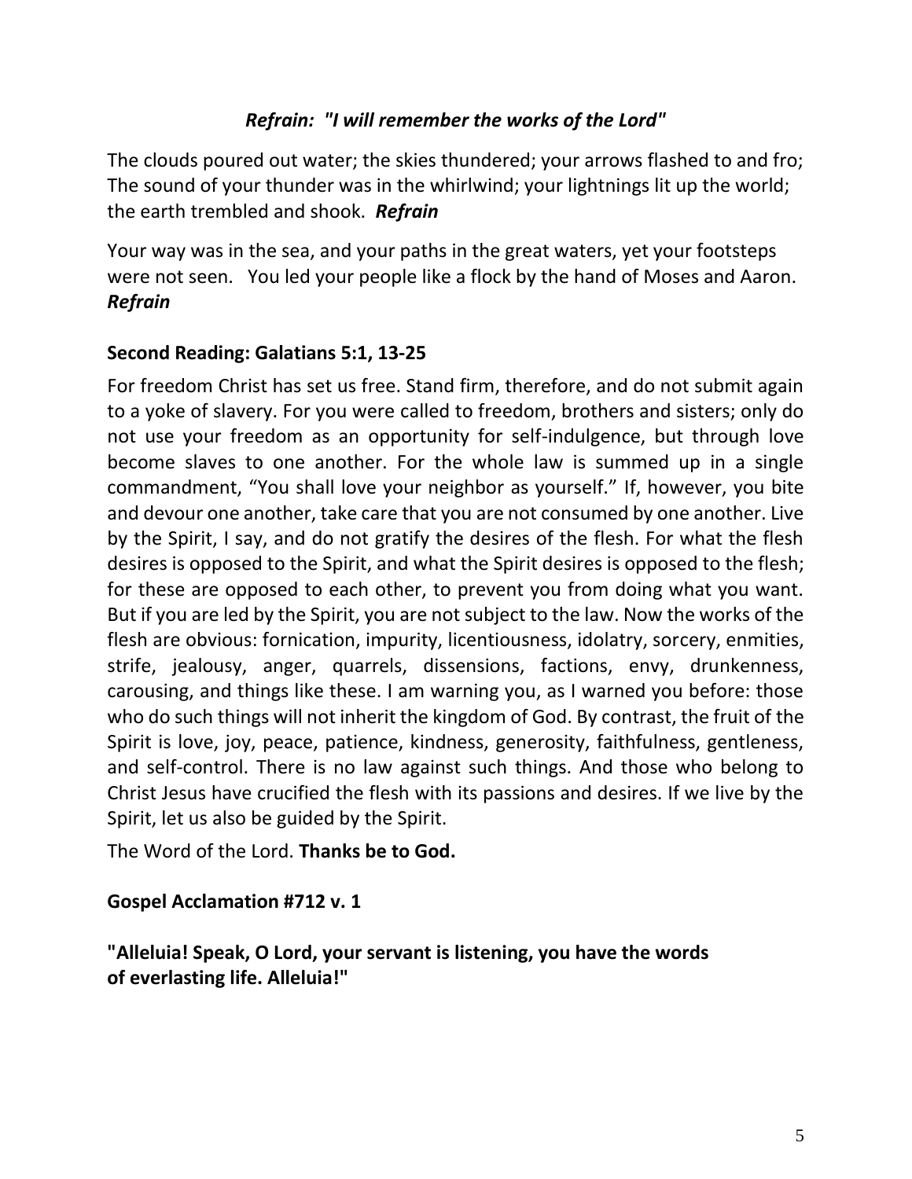***Refrain: "I will remember the works of the Lord"***

The clouds poured out water; the skies thundered; your arrows flashed to and fro; The sound of your thunder was in the whirlwind; your lightnings lit up the world; the earth trembled and shook. ***Refrain***

Your way was in the sea, and your paths in the great waters, yet your footsteps were not seen. You led your people like a flock by the hand of Moses and Aaron. ***Refrain***

**Second Reading: Galatians 5:1, 13-25**

For freedom Christ has set us free. Stand firm, therefore, and do not submit again to a yoke of slavery. For you were called to freedom, brothers and sisters; only do not use your freedom as an opportunity for self-indulgence, but through love become slaves to one another. For the whole law is summed up in a single commandment, "You shall love your neighbor as yourself." If, however, you bite and devour one another, take care that you are not consumed by one another. Live by the Spirit, I say, and do not gratify the desires of the flesh. For what the flesh desires is opposed to the Spirit, and what the Spirit desires is opposed to the flesh; for these are opposed to each other, to prevent you from doing what you want. But if you are led by the Spirit, you are not subject to the law. Now the works of the flesh are obvious: fornication, impurity, licentiousness, idolatry, sorcery, enmities, strife, jealousy, anger, quarrels, dissensions, factions, envy, drunkenness, carousing, and things like these. I am warning you, as I warned you before: those who do such things will not inherit the kingdom of God. By contrast, the fruit of the Spirit is love, joy, peace, patience, kindness, generosity, faithfulness, gentleness, and self-control. There is no law against such things. And those who belong to Christ Jesus have crucified the flesh with its passions and desires. If we live by the Spirit, let us also be guided by the Spirit.

The Word of the Lord. **Thanks be to God.**

**Gospel Acclamation #712 v. 1**

**"Alleluia! Speak, O Lord, your servant is listening, you have the words of everlasting life. Alleluia!"**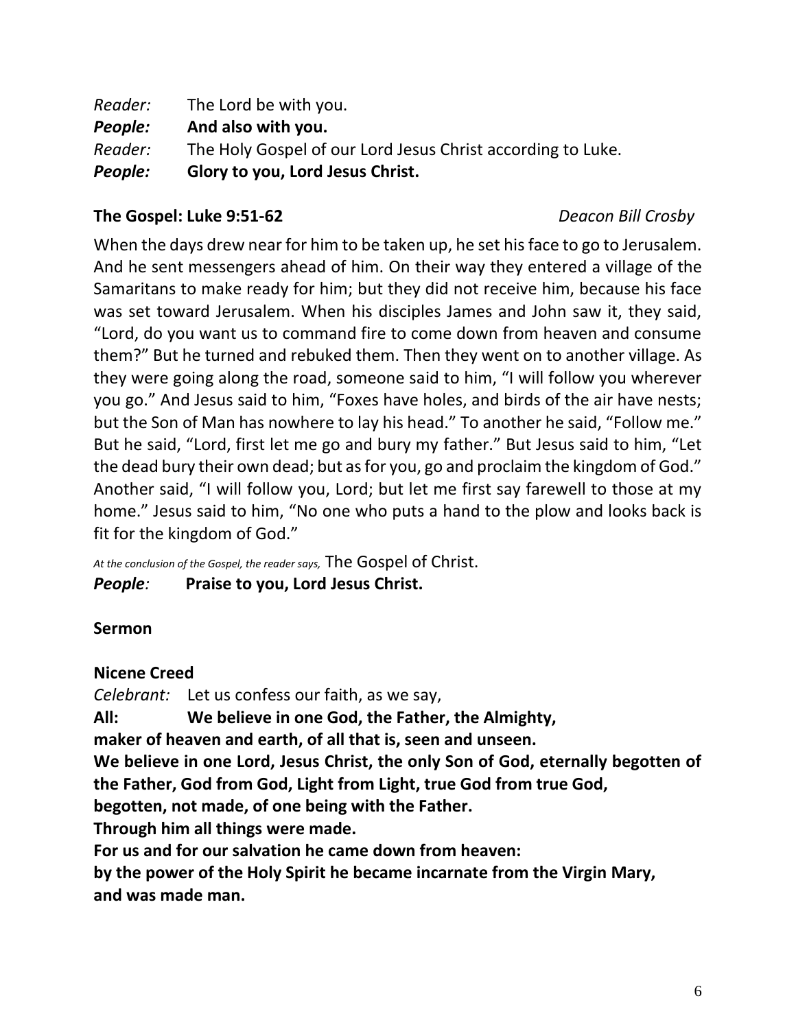*Reader:* The Lord be with you.
***People:*** **And also with you.**
*Reader:* The Holy Gospel of our Lord Jesus Christ according to Luke.
***People:*** **Glory to you, Lord Jesus Christ.**

**The Gospel: Luke 9:51-62** *Deacon Bill Crosby*

When the days drew near for him to be taken up, he set his face to go to Jerusalem. And he sent messengers ahead of him. On their way they entered a village of the Samaritans to make ready for him; but they did not receive him, because his face was set toward Jerusalem. When his disciples James and John saw it, they said, "Lord, do you want us to command fire to come down from heaven and consume them?" But he turned and rebuked them. Then they went on to another village. As they were going along the road, someone said to him, "I will follow you wherever you go." And Jesus said to him, "Foxes have holes, and birds of the air have nests; but the Son of Man has nowhere to lay his head." To another he said, "Follow me." But he said, "Lord, first let me go and bury my father." But Jesus said to him, "Let the dead bury their own dead; but as for you, go and proclaim the kingdom of God." Another said, "I will follow you, Lord; but let me first say farewell to those at my home." Jesus said to him, "No one who puts a hand to the plow and looks back is fit for the kingdom of God."

*At the conclusion of the Gospel, the reader says,* The Gospel of Christ.
***People:*** **Praise to you, Lord Jesus Christ.**

**Sermon**

**Nicene Creed**

*Celebrant:* Let us confess our faith, as we say,
**All: We believe in one God, the Father, the Almighty,
maker of heaven and earth, of all that is, seen and unseen.
We believe in one Lord, Jesus Christ, the only Son of God, eternally begotten of the Father, God from God, Light from Light, true God from true God,
begotten, not made, of one being with the Father.
Through him all things were made.
For us and for our salvation he came down from heaven:
by the power of the Holy Spirit he became incarnate from the Virgin Mary,
and was made man.**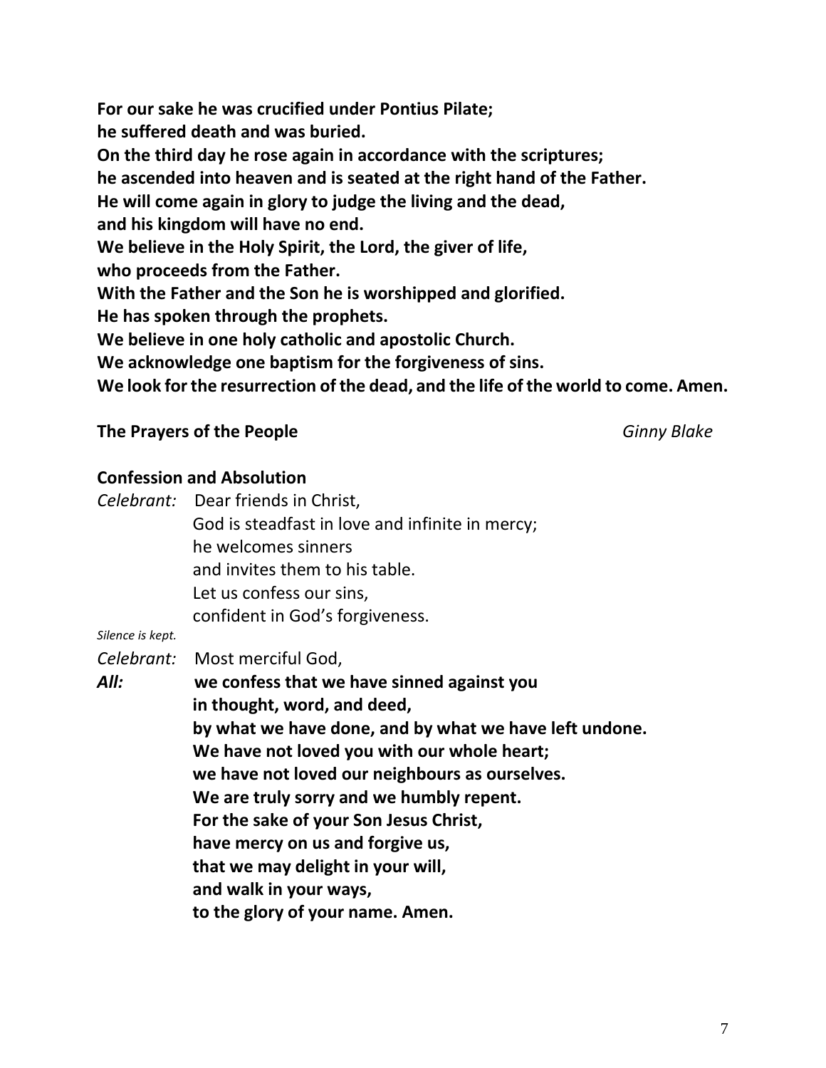**For our sake he was crucified under Pontius Pilate;**
**he suffered death and was buried.**
**On the third day he rose again in accordance with the scriptures;**
**he ascended into heaven and is seated at the right hand of the Father.**
**He will come again in glory to judge the living and the dead,**
**and his kingdom will have no end.**
**We believe in the Holy Spirit, the Lord, the giver of life,**
**who proceeds from the Father.**
**With the Father and the Son he is worshipped and glorified.**
**He has spoken through the prophets.**
**We believe in one holy catholic and apostolic Church.**
**We acknowledge one baptism for the forgiveness of sins.**
**We look for the resurrection of the dead, and the life of the world to come. Amen.**

**The Prayers of the People** *Ginny Blake*

**Confession and Absolution**

*Celebrant:* Dear friends in Christ,
God is steadfast in love and infinite in mercy;
he welcomes sinners
and invites them to his table.
Let us confess our sins,
confident in God's forgiveness.

*Silence is kept.*

*Celebrant:* Most merciful God,

***All:*** **we confess that we have sinned against you**
**in thought, word, and deed,**
**by what we have done, and by what we have left undone.**
**We have not loved you with our whole heart;**
**we have not loved our neighbours as ourselves.**
**We are truly sorry and we humbly repent.**
**For the sake of your Son Jesus Christ,**
**have mercy on us and forgive us,**
**that we may delight in your will,**
**and walk in your ways,**
**to the glory of your name. Amen.**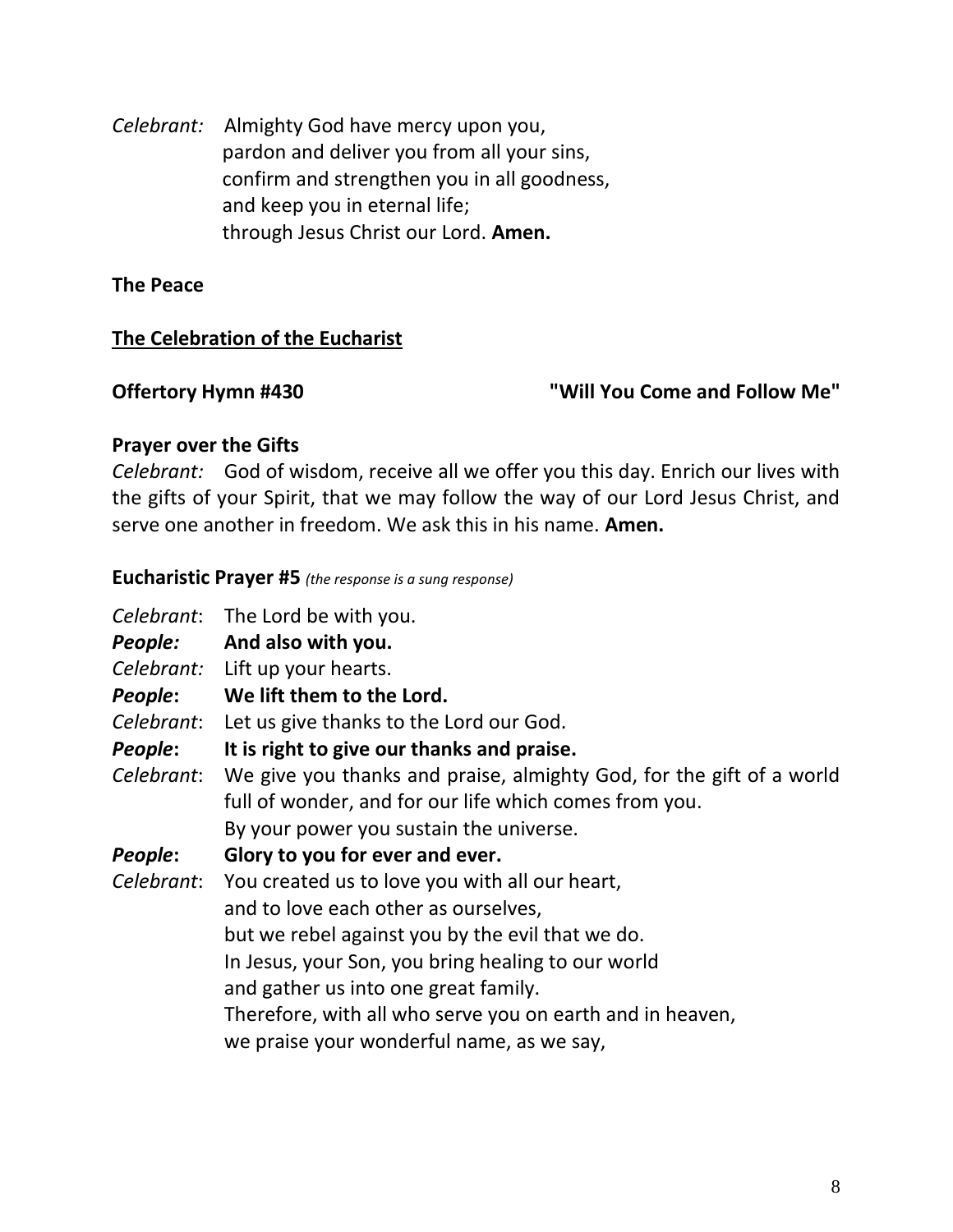*Celebrant:* Almighty God have mercy upon you,
pardon and deliver you from all your sins,
confirm and strengthen you in all goodness,
and keep you in eternal life;
through Jesus Christ our Lord. **Amen.**

**The Peace**

**The Celebration of the Eucharist**

**Offertory Hymn #430** **"Will You Come and Follow Me"**

**Prayer over the Gifts**

*Celebrant:* God of wisdom, receive all we offer you this day. Enrich our lives with the gifts of your Spirit, that we may follow the way of our Lord Jesus Christ, and serve one another in freedom. We ask this in his name. **Amen.**

**Eucharistic Prayer #5** *(the response is a sung response)*

*Celebrant*: The Lord be with you.
***People:*** **And also with you.**
*Celebrant:* Lift up your hearts.
***People*:** **We lift them to the Lord.**
*Celebrant*: Let us give thanks to the Lord our God.
***People*:** **It is right to give our thanks and praise.**
*Celebrant*: We give you thanks and praise, almighty God, for the gift of a world full of wonder, and for our life which comes from you.
By your power you sustain the universe.
***People*:** **Glory to you for ever and ever.**
*Celebrant*: You created us to love you with all our heart,
and to love each other as ourselves,
but we rebel against you by the evil that we do.
In Jesus, your Son, you bring healing to our world
and gather us into one great family.
Therefore, with all who serve you on earth and in heaven,
we praise your wonderful name, as we say,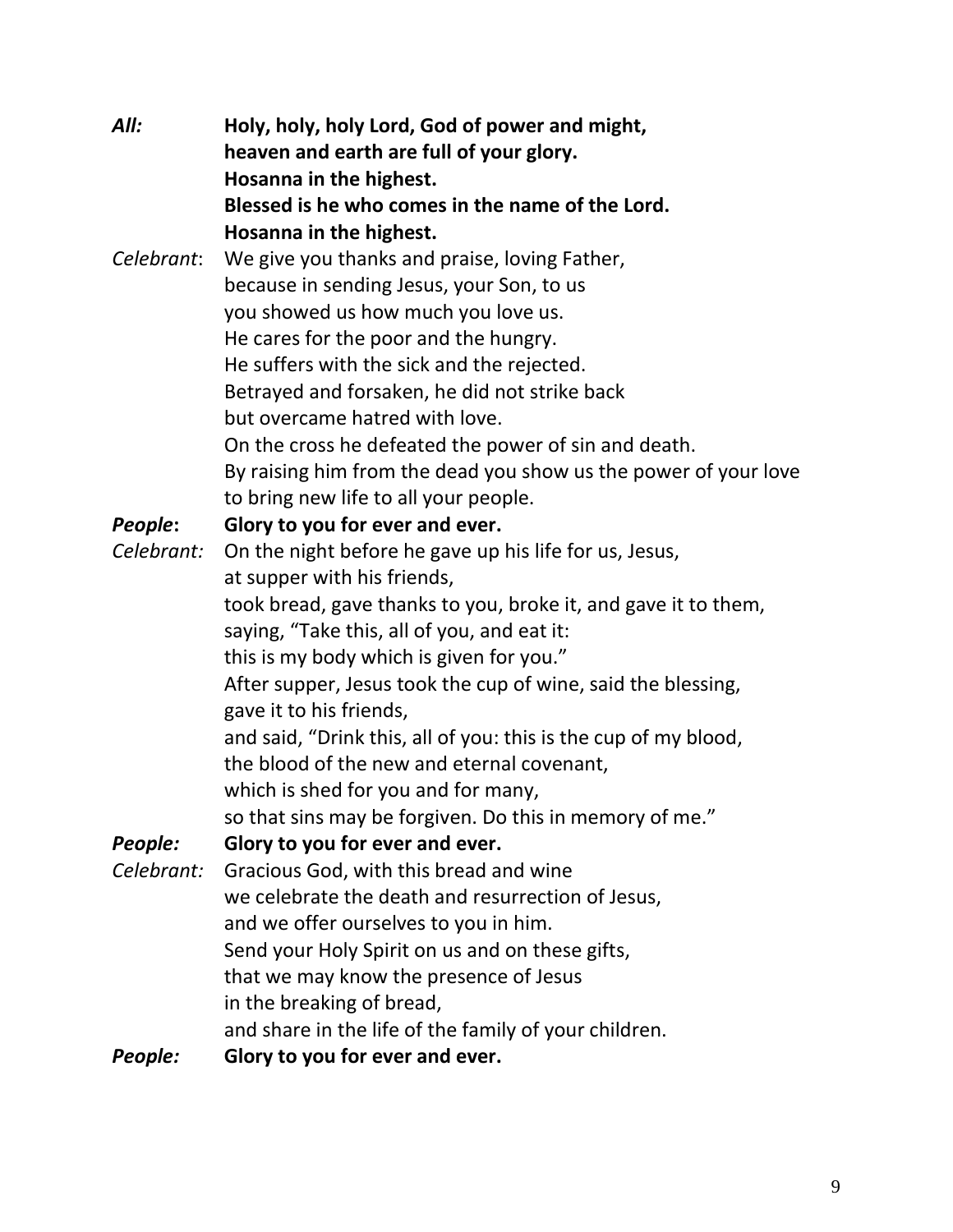*All:* **Holy, holy, holy Lord, God of power and might,**
**heaven and earth are full of your glory.**
**Hosanna in the highest.**
**Blessed is he who comes in the name of the Lord.**
**Hosanna in the highest.**

*Celebrant*: We give you thanks and praise, loving Father,
because in sending Jesus, your Son, to us
you showed us how much you love us.
He cares for the poor and the hungry.
He suffers with the sick and the rejected.
Betrayed and forsaken, he did not strike back
but overcame hatred with love.
On the cross he defeated the power of sin and death.
By raising him from the dead you show us the power of your love
to bring new life to all your people.

***People*:** **Glory to you for ever and ever.**

*Celebrant:* On the night before he gave up his life for us, Jesus,
at supper with his friends,
took bread, gave thanks to you, broke it, and gave it to them,
saying, "Take this, all of you, and eat it:
this is my body which is given for you."
After supper, Jesus took the cup of wine, said the blessing,
gave it to his friends,
and said, "Drink this, all of you: this is the cup of my blood,
the blood of the new and eternal covenant,
which is shed for you and for many,
so that sins may be forgiven. Do this in memory of me."

***People:*** **Glory to you for ever and ever.**

*Celebrant:* Gracious God, with this bread and wine
we celebrate the death and resurrection of Jesus,
and we offer ourselves to you in him.
Send your Holy Spirit on us and on these gifts,
that we may know the presence of Jesus
in the breaking of bread,
and share in the life of the family of your children.

***People:*** **Glory to you for ever and ever.**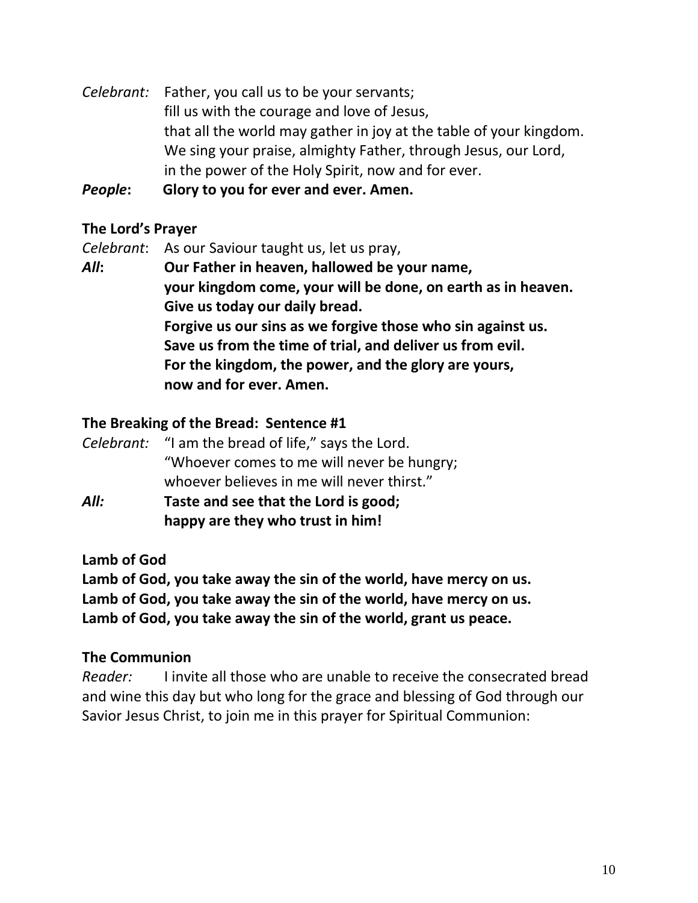*Celebrant:* Father, you call us to be your servants;
fill us with the courage and love of Jesus,
that all the world may gather in joy at the table of your kingdom.
We sing your praise, almighty Father, through Jesus, our Lord,
in the power of the Holy Spirit, now and for ever.

***People*: Glory to you for ever and ever. Amen.**

**The Lord's Prayer**

*Celebrant*: As our Saviour taught us, let us pray,

***All*: Our Father in heaven, hallowed be your name,
your kingdom come, your will be done, on earth as in heaven.
Give us today our daily bread.
Forgive us our sins as we forgive those who sin against us.
Save us from the time of trial, and deliver us from evil.
For the kingdom, the power, and the glory are yours,
now and for ever. Amen.**

**The Breaking of the Bread: Sentence #1**

*Celebrant:* "I am the bread of life," says the Lord.
"Whoever comes to me will never be hungry;
whoever believes in me will never thirst."

***All:* Taste and see that the Lord is good;
happy are they who trust in him!**

**Lamb of God**

**Lamb of God, you take away the sin of the world, have mercy on us.
Lamb of God, you take away the sin of the world, have mercy on us.
Lamb of God, you take away the sin of the world, grant us peace.**

**The Communion**

*Reader:* I invite all those who are unable to receive the consecrated bread and wine this day but who long for the grace and blessing of God through our Savior Jesus Christ, to join me in this prayer for Spiritual Communion: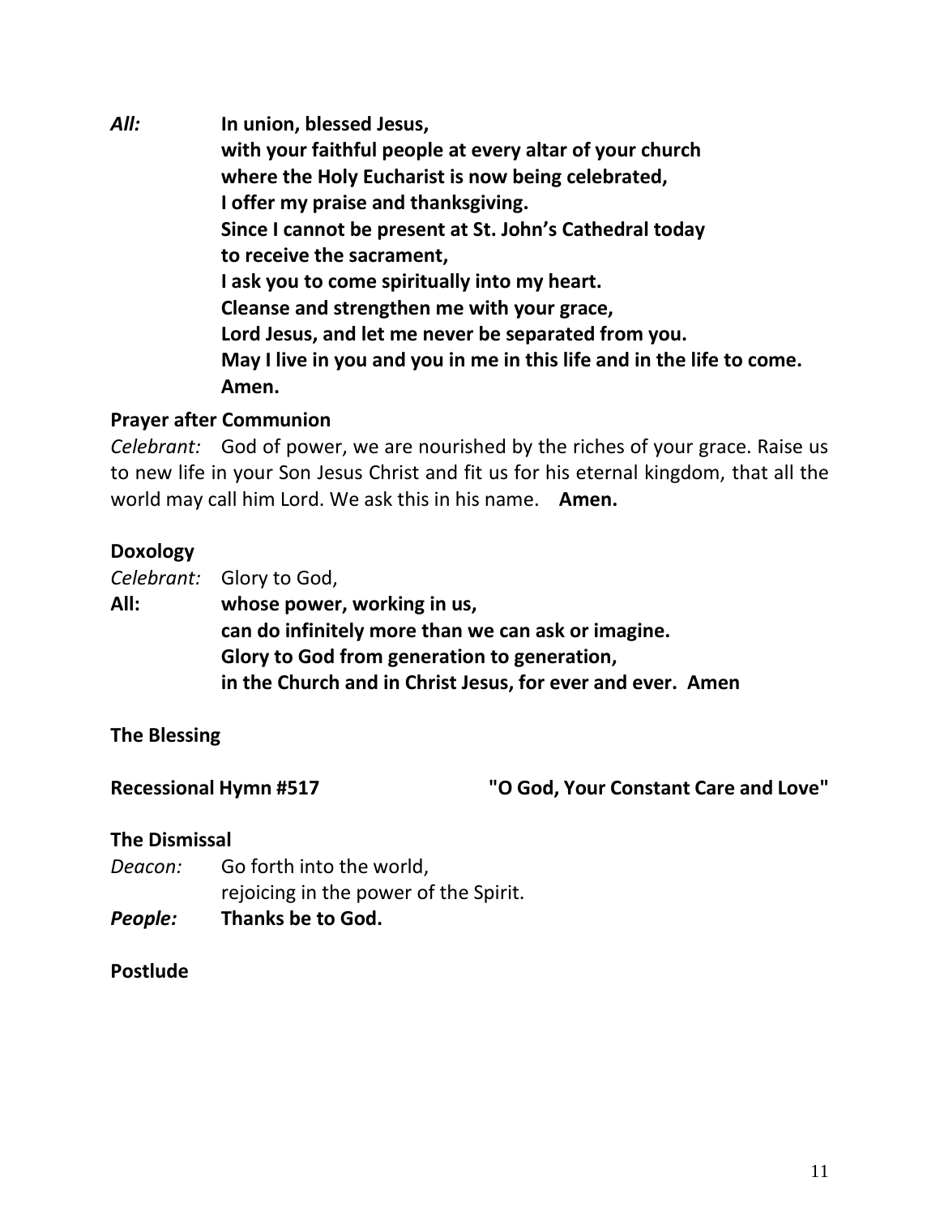***All:*** **In union, blessed Jesus,**
**with your faithful people at every altar of your church**
**where the Holy Eucharist is now being celebrated,**
**I offer my praise and thanksgiving.**
**Since I cannot be present at St. John's Cathedral today**
**to receive the sacrament,**
**I ask you to come spiritually into my heart.**
**Cleanse and strengthen me with your grace,**
**Lord Jesus, and let me never be separated from you.**
**May I live in you and you in me in this life and in the life to come.**
**Amen.**

**Prayer after Communion**

*Celebrant:* God of power, we are nourished by the riches of your grace. Raise us to new life in your Son Jesus Christ and fit us for his eternal kingdom, that all the world may call him Lord. We ask this in his name. **Amen.**

**Doxology**

*Celebrant:* Glory to God,
**All:** **whose power, working in us,**
**can do infinitely more than we can ask or imagine.**
**Glory to God from generation to generation,**
**in the Church and in Christ Jesus, for ever and ever. Amen**

**The Blessing**

**Recessional Hymn #517** **"O God, Your Constant Care and Love"**

**The Dismissal**

*Deacon:* Go forth into the world,
rejoicing in the power of the Spirit.
***People:*** **Thanks be to God.**

**Postlude**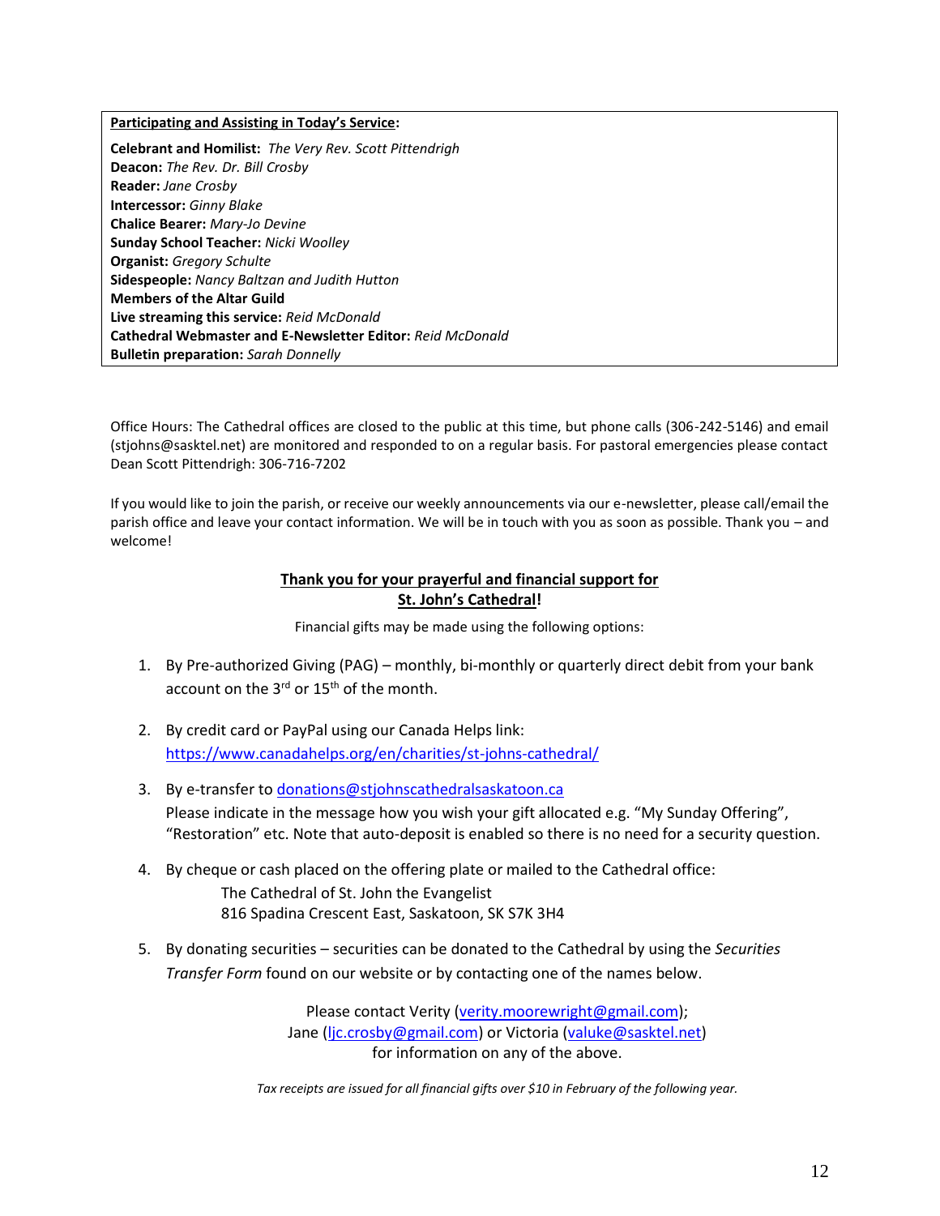**Participating and Assisting in Today's Service:**

**Celebrant and Homilist:** *The Very Rev. Scott Pittendrigh*
**Deacon:** *The Rev. Dr. Bill Crosby*
**Reader:** *Jane Crosby*
**Intercessor:** *Ginny Blake*
**Chalice Bearer:** *Mary-Jo Devine*
**Sunday School Teacher:** *Nicki Woolley*
**Organist:** *Gregory Schulte*
**Sidespeople:** *Nancy Baltzan and Judith Hutton*
**Members of the Altar Guild**
**Live streaming this service:** *Reid McDonald*
**Cathedral Webmaster and E-Newsletter Editor:** *Reid McDonald*
**Bulletin preparation:** *Sarah Donnelly*

Office Hours: The Cathedral offices are closed to the public at this time, but phone calls (306-242-5146) and email (stjohns@sasktel.net) are monitored and responded to on a regular basis. For pastoral emergencies please contact Dean Scott Pittendrigh: 306-716-7202

If you would like to join the parish, or receive our weekly announcements via our e-newsletter, please call/email the parish office and leave your contact information. We will be in touch with you as soon as possible. Thank you – and welcome!

**Thank you for your prayerful and financial support for St. John's Cathedral!**

Financial gifts may be made using the following options:

1. By Pre-authorized Giving (PAG) – monthly, bi-monthly or quarterly direct debit from your bank account on the 3rd or 15th of the month.

2. By credit card or PayPal using our Canada Helps link:
   https://www.canadahelps.org/en/charities/st-johns-cathedral/

3. By e-transfer to donations@stjohnscathedralsaskatoon.ca
   Please indicate in the message how you wish your gift allocated e.g. "My Sunday Offering", "Restoration" etc. Note that auto-deposit is enabled so there is no need for a security question.

4. By cheque or cash placed on the offering plate or mailed to the Cathedral office:
   The Cathedral of St. John the Evangelist
   816 Spadina Crescent East, Saskatoon, SK S7K 3H4

5. By donating securities – securities can be donated to the Cathedral by using the *Securities Transfer Form* found on our website or by contacting one of the names below.

Please contact Verity (verity.moorewright@gmail.com);
Jane (ljc.crosby@gmail.com) or Victoria (valuke@sasktel.net)
for information on any of the above.

*Tax receipts are issued for all financial gifts over $10 in February of the following year.*